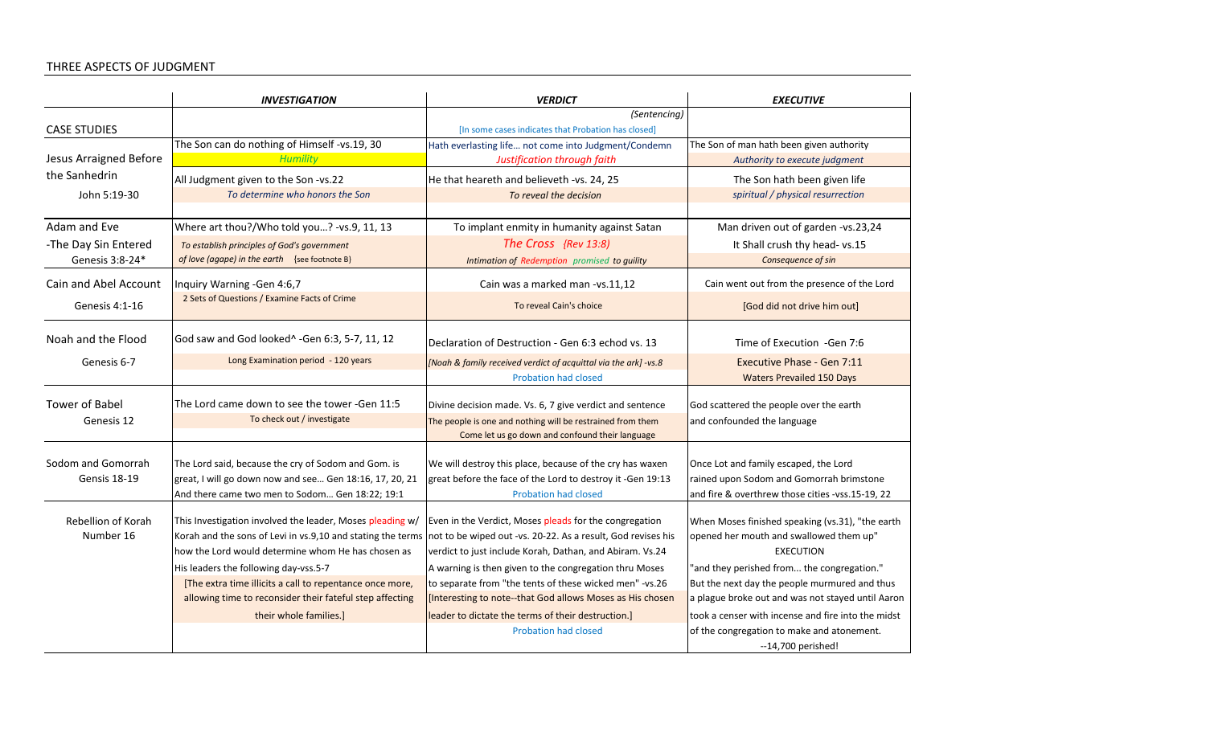THREE ASPECTS OF JUDGMENT

| | ***INVESTIGATION*** | ***VERDICT*** | ***EXECUTIVE*** |
|---|---|---|---|
| CASE STUDIES | | *(Sentencing)*<br>[In some cases indicates that Probation has closed] | |
| Jesus Arraigned Before the Sanhedrin<br>John 5:19-30 | The Son can do nothing of Himself -vs.19, 30<br>*Humility*<br>All Judgment given to the Son -vs.22<br>*To determine who honors the Son* | Hath everlasting life… not come into Judgment/Condemn<br>*Justification through faith*<br>He that heareth and believeth -vs. 24, 25<br>*To reveal the decision* | The Son of man hath been given authority<br>*Authority to execute judgment*<br>The Son hath been given life<br>*spiritual / physical resurrection* |
| Adam and Eve<br>-The Day Sin Entered<br>Genesis 3:8-24* | Where art thou?/Who told you…? -vs.9, 11, 13<br>*To establish principles of God's government of love (agape) in the earth* {see footnote B} | To implant enmity in humanity against Satan<br>*The Cross {Rev 13:8}*<br>*Intimation of Redemption promised to guilty* | Man driven out of garden -vs.23,24<br>It Shall crush thy head- vs.15<br>*Consequence of sin* |
| Cain and Abel Account<br>Genesis 4:1-16 | Inquiry Warning -Gen 4:6,7<br>2 Sets of Questions / Examine Facts of Crime | Cain was a marked man -vs.11,12<br>To reveal Cain's choice | Cain went out from the presence of the Lord<br>[God did not drive him out] |
| Noah and the Flood<br>Genesis 6-7 | God saw and God looked^ -Gen 6:3, 5-7, 11, 12<br>Long Examination period - 120 years | Declaration of Destruction - Gen 6:3 echod vs. 13<br>*[Noah & family received verdict of acquittal via the ark] -vs.8*<br>Probation had closed | Time of Execution -Gen 7:6<br>Executive Phase - Gen 7:11<br>Waters Prevailed 150 Days |
| Tower of Babel<br>Genesis 12 | The Lord came down to see the tower -Gen 11:5<br>To check out / investigate | Divine decision made. Vs. 6, 7 give verdict and sentence<br>The people is one and nothing will be restrained from them<br>Come let us go down and confound their language | God scattered the people over the earth and confounded the language |
| Sodom and Gomorrah<br>Gensis 18-19 | The Lord said, because the cry of Sodom and Gom. is great, I will go down now and see… Gen 18:16, 17, 20, 21<br>And there came two men to Sodom… Gen 18:22; 19:1 | We will destroy this place, because of the cry has waxen great before the face of the Lord to destroy it -Gen 19:13<br>Probation had closed | Once Lot and family escaped, the Lord rained upon Sodom and Gomorrah brimstone and fire & overthrew those cities -vss.15-19, 22 |
| Rebellion of Korah<br>Number 16 | This Investigation involved the leader, Moses pleading w/ Korah and the sons of Levi in vs.9,10 and stating the terms how the Lord would determine whom He has chosen as His leaders the following day-vss.5-7<br>[The extra time illicits a call to repentance once more, allowing time to reconsider their fateful step affecting their whole families.] | Even in the Verdict, Moses pleads for the congregation not to be wiped out -vs. 20-22. As a result, God revises his verdict to just include Korah, Dathan, and Abiram. Vs.24<br>A warning is then given to the congregation thru Moses to separate from "the tents of these wicked men" -vs.26<br>[Interesting to note--that God allows Moses as His chosen leader to dictate the terms of their destruction.]<br>Probation had closed | When Moses finished speaking (vs.31), "the earth opened her mouth and swallowed them up"<br>EXECUTION<br>"and they perished from... the congregation."<br>But the next day the people murmured and thus a plague broke out and was not stayed until Aaron took a censer with incense and fire into the midst of the congregation to make and atonement.<br>--14,700 perished! |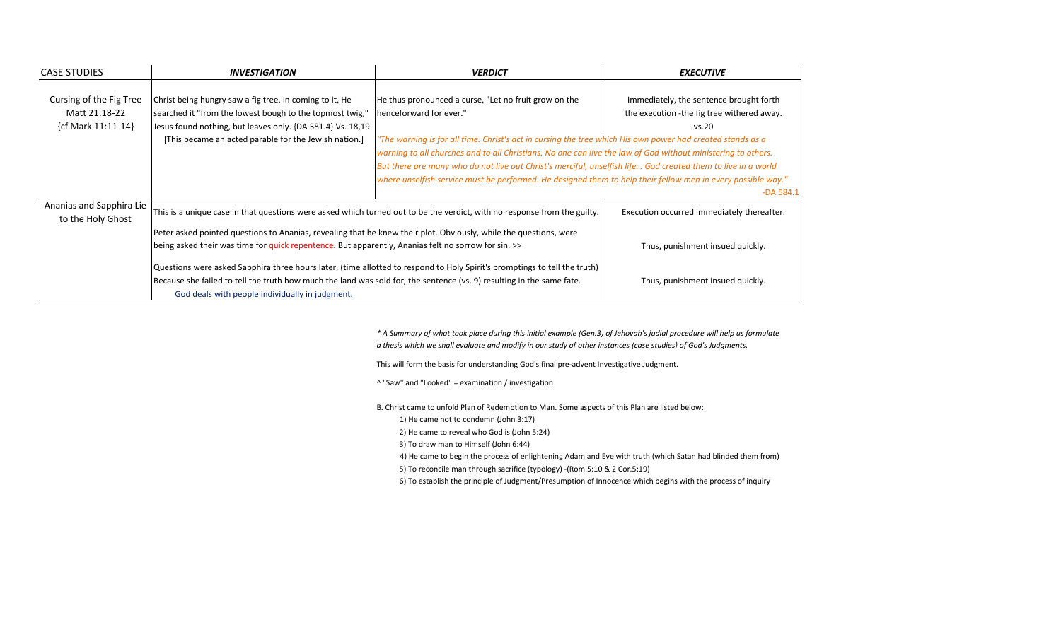| CASE STUDIES | ***INVESTIGATION*** | ***VERDICT*** | ***EXECUTIVE*** |
|---|---|---|---|
| Cursing of the Fig Tree Matt 21:18-22 {cf Mark 11:11-14} | Christ being hungry saw a fig tree. In coming to it, He searched it "from the lowest bough to the topmost twig," Jesus found nothing, but leaves only. {DA 581.4} Vs. 18,19 [This became an acted parable for the Jewish nation.] | He thus pronounced a curse, "Let no fruit grow on the henceforward for ever." *"The warning is for all time. Christ's act in cursing the tree which His own power had created stands as a warning to all churches and to all Christians. No one can live the law of God without ministering to others. But there are many who do not live out Christ's merciful, unselfish life... God created them to live in a world where unselfish service must be performed. He designed them to help their fellow men in every possible way."* -DA 584.1 | Immediately, the sentence brought forth the execution -the fig tree withered away. vs.20 |
| Ananias and Sapphira Lie to the Holy Ghost | This is a unique case in that questions were asked which turned out to be the verdict, with no response from the guilty. Peter asked pointed questions to Ananias, revealing that he knew their plot. Obviously, while the questions, were being asked their was time for quick repentence. But apparently, Ananias felt no sorrow for sin. >> Questions were asked Sapphira three hours later, (time allotted to respond to Holy Spirit's promptings to tell the truth) Because she failed to tell the truth how much the land was sold for, the sentence (vs. 9) resulting in the same fate. God deals with people individually in judgment. | | Execution occurred immediately thereafter. Thus, punishment insued quickly. Thus, punishment insued quickly. |

*\* A Summary of what took place during this initial example (Gen.3) of Jehovah's judial procedure will help us formulate a thesis which we shall evaluate and modify in our study of other instances (case studies) of God's Judgments.*

This will form the basis for understanding God's final pre-advent Investigative Judgment.

^ "Saw" and "Looked" = examination / investigation

B. Christ came to unfold Plan of Redemption to Man. Some aspects of this Plan are listed below:

1) He came not to condemn (John 3:17)
2) He came to reveal who God is (John 5:24)
3) To draw man to Himself (John 6:44)
4) He came to begin the process of enlightening Adam and Eve with truth (which Satan had blinded them from)
5) To reconcile man through sacrifice (typology) -(Rom.5:10 & 2 Cor.5:19)
6) To establish the principle of Judgment/Presumption of Innocence which begins with the process of inquiry